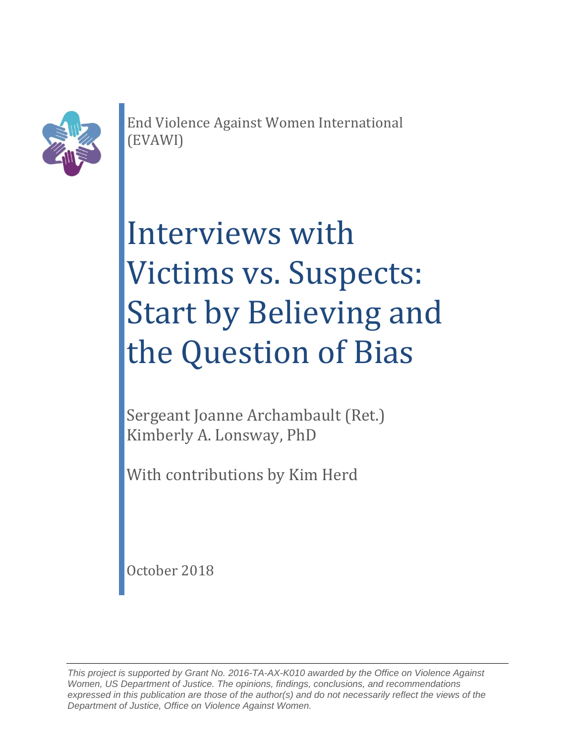End Violence Against Women International (EVAWI)

# Interviews with Victims vs. Suspects: Start by Believing and the Question of Bias

Sergeant Joanne Archambault (Ret.)
Kimberly A. Lonsway, PhD

With contributions by Kim Herd

October 2018

*This project is supported by Grant No. 2016-TA-AX-K010 awarded by the Office on Violence Against Women, US Department of Justice. The opinions, findings, conclusions, and recommendations expressed in this publication are those of the author(s) and do not necessarily reflect the views of the Department of Justice, Office on Violence Against Women.*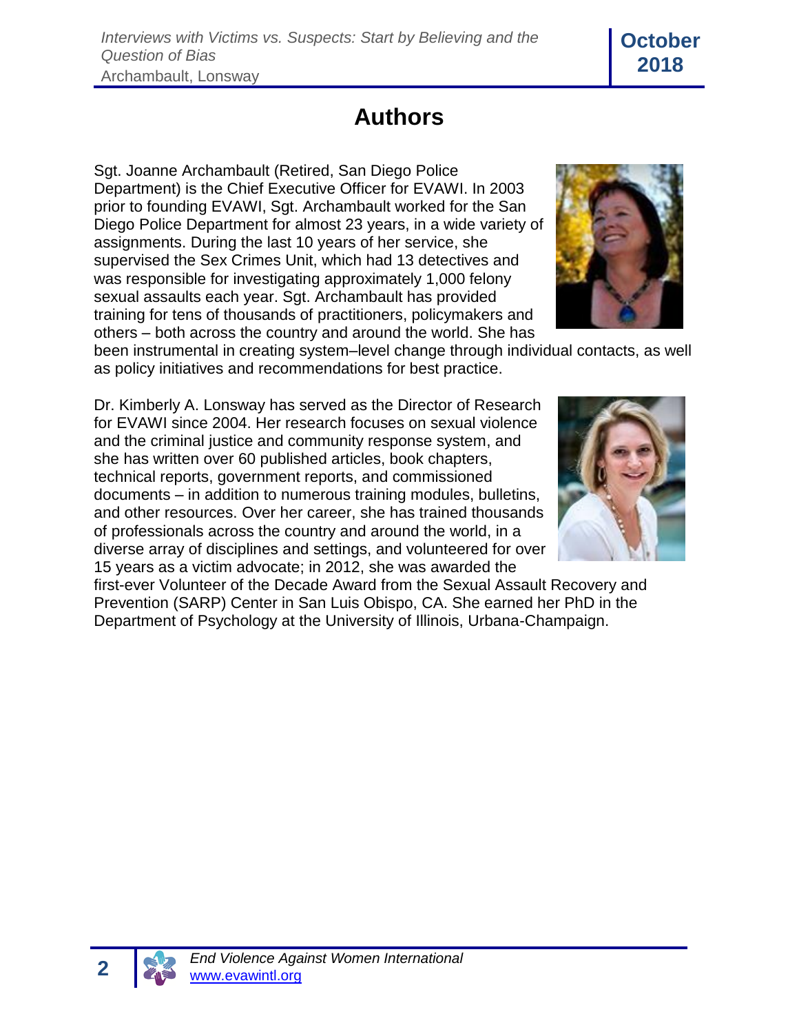# Authors

Sgt. Joanne Archambault (Retired, San Diego Police Department) is the Chief Executive Officer for EVAWI. In 2003 prior to founding EVAWI, Sgt. Archambault worked for the San Diego Police Department for almost 23 years, in a wide variety of assignments. During the last 10 years of her service, she supervised the Sex Crimes Unit, which had 13 detectives and was responsible for investigating approximately 1,000 felony sexual assaults each year. Sgt. Archambault has provided training for tens of thousands of practitioners, policymakers and others – both across the country and around the world. She has been instrumental in creating system–level change through individual contacts, as well as policy initiatives and recommendations for best practice.

Dr. Kimberly A. Lonsway has served as the Director of Research for EVAWI since 2004. Her research focuses on sexual violence and the criminal justice and community response system, and she has written over 60 published articles, book chapters, technical reports, government reports, and commissioned documents – in addition to numerous training modules, bulletins, and other resources. Over her career, she has trained thousands of professionals across the country and around the world, in a diverse array of disciplines and settings, and volunteered for over 15 years as a victim advocate; in 2012, she was awarded the first-ever Volunteer of the Decade Award from the Sexual Assault Recovery and Prevention (SARP) Center in San Luis Obispo, CA. She earned her PhD in the Department of Psychology at the University of Illinois, Urbana-Champaign.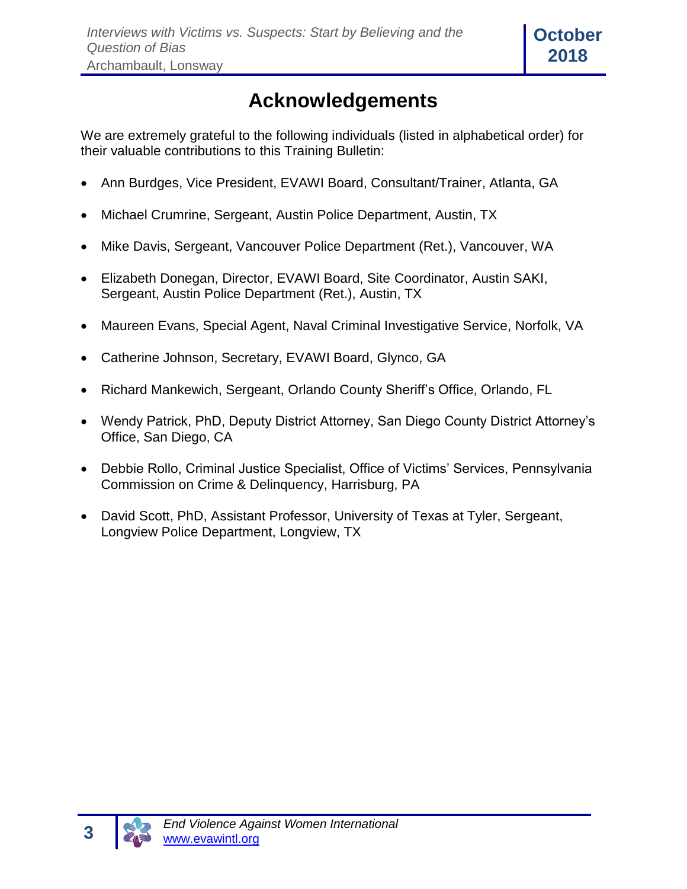# Acknowledgements

We are extremely grateful to the following individuals (listed in alphabetical order) for their valuable contributions to this Training Bulletin:

- Ann Burdges, Vice President, EVAWI Board, Consultant/Trainer, Atlanta, GA
- Michael Crumrine, Sergeant, Austin Police Department, Austin, TX
- Mike Davis, Sergeant, Vancouver Police Department (Ret.), Vancouver, WA
- Elizabeth Donegan, Director, EVAWI Board, Site Coordinator, Austin SAKI, Sergeant, Austin Police Department (Ret.), Austin, TX
- Maureen Evans, Special Agent, Naval Criminal Investigative Service, Norfolk, VA
- Catherine Johnson, Secretary, EVAWI Board, Glynco, GA
- Richard Mankewich, Sergeant, Orlando County Sheriff's Office, Orlando, FL
- Wendy Patrick, PhD, Deputy District Attorney, San Diego County District Attorney's Office, San Diego, CA
- Debbie Rollo, Criminal Justice Specialist, Office of Victims' Services, Pennsylvania Commission on Crime & Delinquency, Harrisburg, PA
- David Scott, PhD, Assistant Professor, University of Texas at Tyler, Sergeant, Longview Police Department, Longview, TX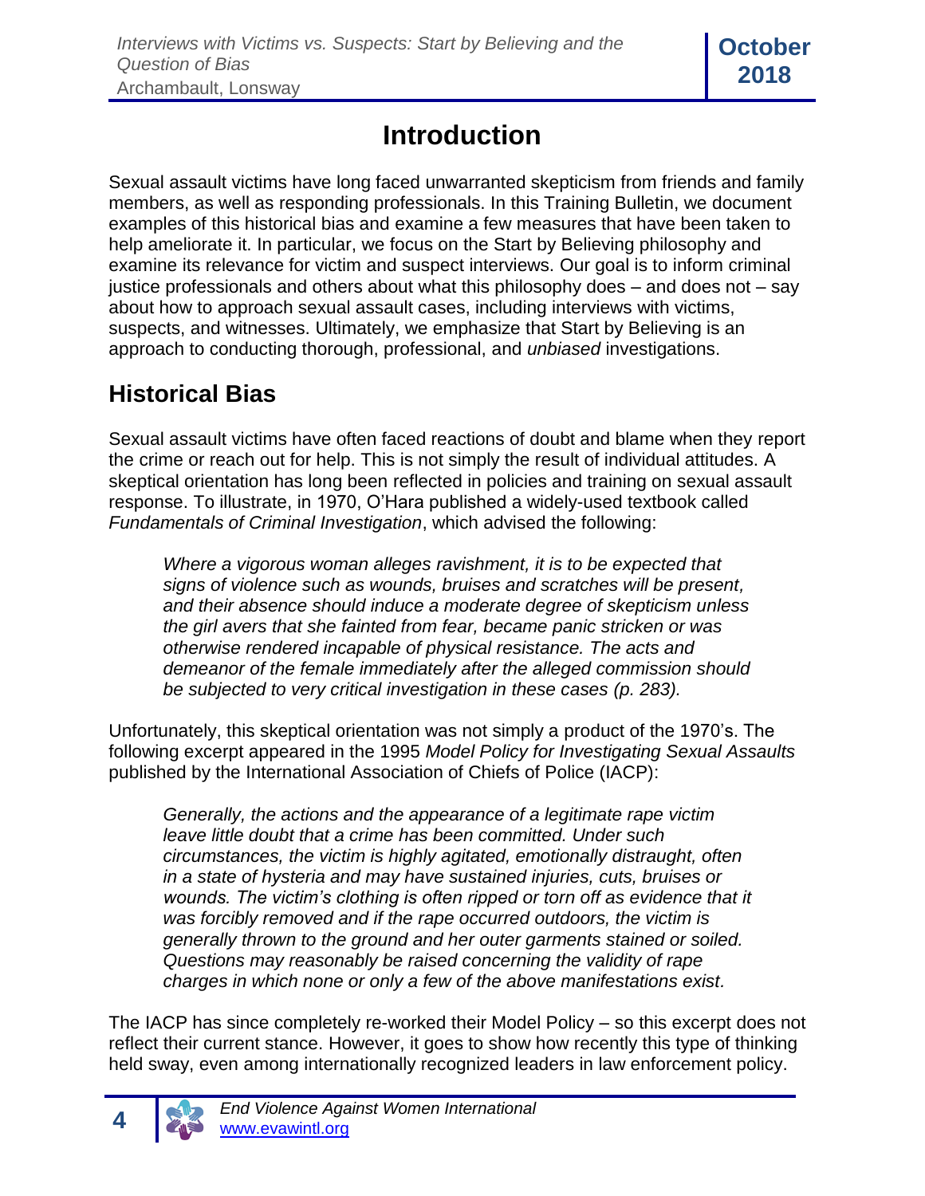# Introduction

Sexual assault victims have long faced unwarranted skepticism from friends and family members, as well as responding professionals. In this Training Bulletin, we document examples of this historical bias and examine a few measures that have been taken to help ameliorate it. In particular, we focus on the Start by Believing philosophy and examine its relevance for victim and suspect interviews. Our goal is to inform criminal justice professionals and others about what this philosophy does – and does not – say about how to approach sexual assault cases, including interviews with victims, suspects, and witnesses. Ultimately, we emphasize that Start by Believing is an approach to conducting thorough, professional, and *unbiased* investigations.

## Historical Bias

Sexual assault victims have often faced reactions of doubt and blame when they report the crime or reach out for help. This is not simply the result of individual attitudes. A skeptical orientation has long been reflected in policies and training on sexual assault response. To illustrate, in 1970, O'Hara published a widely-used textbook called *Fundamentals of Criminal Investigation*, which advised the following:

> *Where a vigorous woman alleges ravishment, it is to be expected that signs of violence such as wounds, bruises and scratches will be present, and their absence should induce a moderate degree of skepticism unless the girl avers that she fainted from fear, became panic stricken or was otherwise rendered incapable of physical resistance. The acts and demeanor of the female immediately after the alleged commission should be subjected to very critical investigation in these cases (p. 283).*

Unfortunately, this skeptical orientation was not simply a product of the 1970's. The following excerpt appeared in the 1995 *Model Policy for Investigating Sexual Assaults* published by the International Association of Chiefs of Police (IACP):

> *Generally, the actions and the appearance of a legitimate rape victim leave little doubt that a crime has been committed. Under such circumstances, the victim is highly agitated, emotionally distraught, often in a state of hysteria and may have sustained injuries, cuts, bruises or wounds. The victim's clothing is often ripped or torn off as evidence that it was forcibly removed and if the rape occurred outdoors, the victim is generally thrown to the ground and her outer garments stained or soiled. Questions may reasonably be raised concerning the validity of rape charges in which none or only a few of the above manifestations exist.*

The IACP has since completely re-worked their Model Policy – so this excerpt does not reflect their current stance. However, it goes to show how recently this type of thinking held sway, even among internationally recognized leaders in law enforcement policy.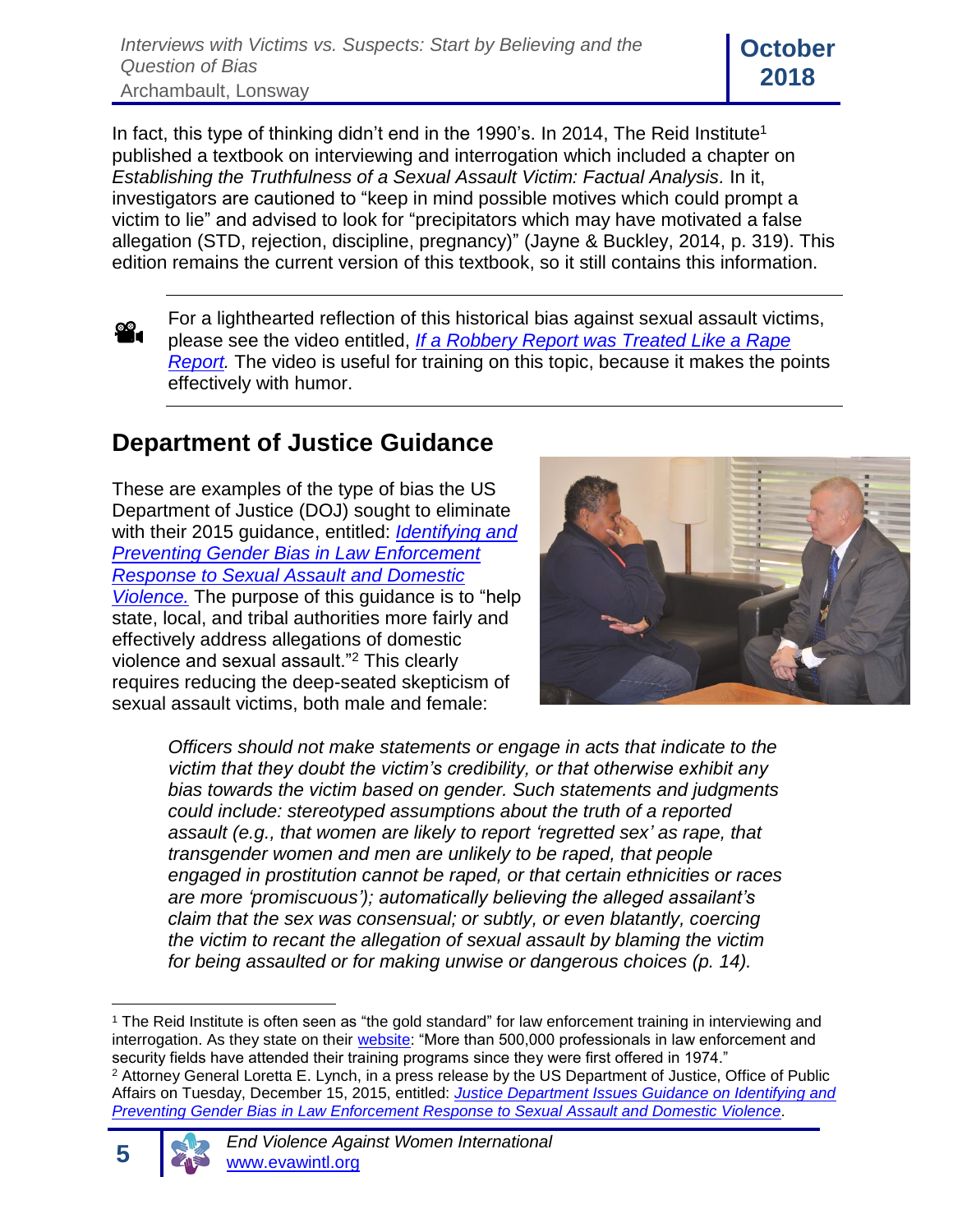In fact, this type of thinking didn't end in the 1990's. In 2014, The Reid Institute[1] published a textbook on interviewing and interrogation which included a chapter on *Establishing the Truthfulness of a Sexual Assault Victim: Factual Analysis.* In it, investigators are cautioned to "keep in mind possible motives which could prompt a victim to lie" and advised to look for "precipitators which may have motivated a false allegation (STD, rejection, discipline, pregnancy)" (Jayne & Buckley, 2014, p. 319). This edition remains the current version of this textbook, so it still contains this information.

---

For a lighthearted reflection of this historical bias against sexual assault victims, please see the video entitled, *If a Robbery Report was Treated Like a Rape Report.* The video is useful for training on this topic, because it makes the points effectively with humor.

---

## Department of Justice Guidance

These are examples of the type of bias the US Department of Justice (DOJ) sought to eliminate with their 2015 guidance, entitled: *Identifying and Preventing Gender Bias in Law Enforcement Response to Sexual Assault and Domestic Violence.* The purpose of this guidance is to "help state, local, and tribal authorities more fairly and effectively address allegations of domestic violence and sexual assault."[2] This clearly requires reducing the deep-seated skepticism of sexual assault victims, both male and female:

> *Officers should not make statements or engage in acts that indicate to the victim that they doubt the victim's credibility, or that otherwise exhibit any bias towards the victim based on gender. Such statements and judgments could include: stereotyped assumptions about the truth of a reported assault (e.g., that women are likely to report 'regretted sex' as rape, that transgender women and men are unlikely to be raped, that people engaged in prostitution cannot be raped, or that certain ethnicities or races are more 'promiscuous'); automatically believing the alleged assailant's claim that the sex was consensual; or subtly, or even blatantly, coercing the victim to recant the allegation of sexual assault by blaming the victim for being assaulted or for making unwise or dangerous choices (p. 14).*

---

[1] The Reid Institute is often seen as "the gold standard" for law enforcement training in interviewing and interrogation. As they state on their website: "More than 500,000 professionals in law enforcement and security fields have attended their training programs since they were first offered in 1974."

[2] Attorney General Loretta E. Lynch, in a press release by the US Department of Justice, Office of Public Affairs on Tuesday, December 15, 2015, entitled: *Justice Department Issues Guidance on Identifying and Preventing Gender Bias in Law Enforcement Response to Sexual Assault and Domestic Violence.*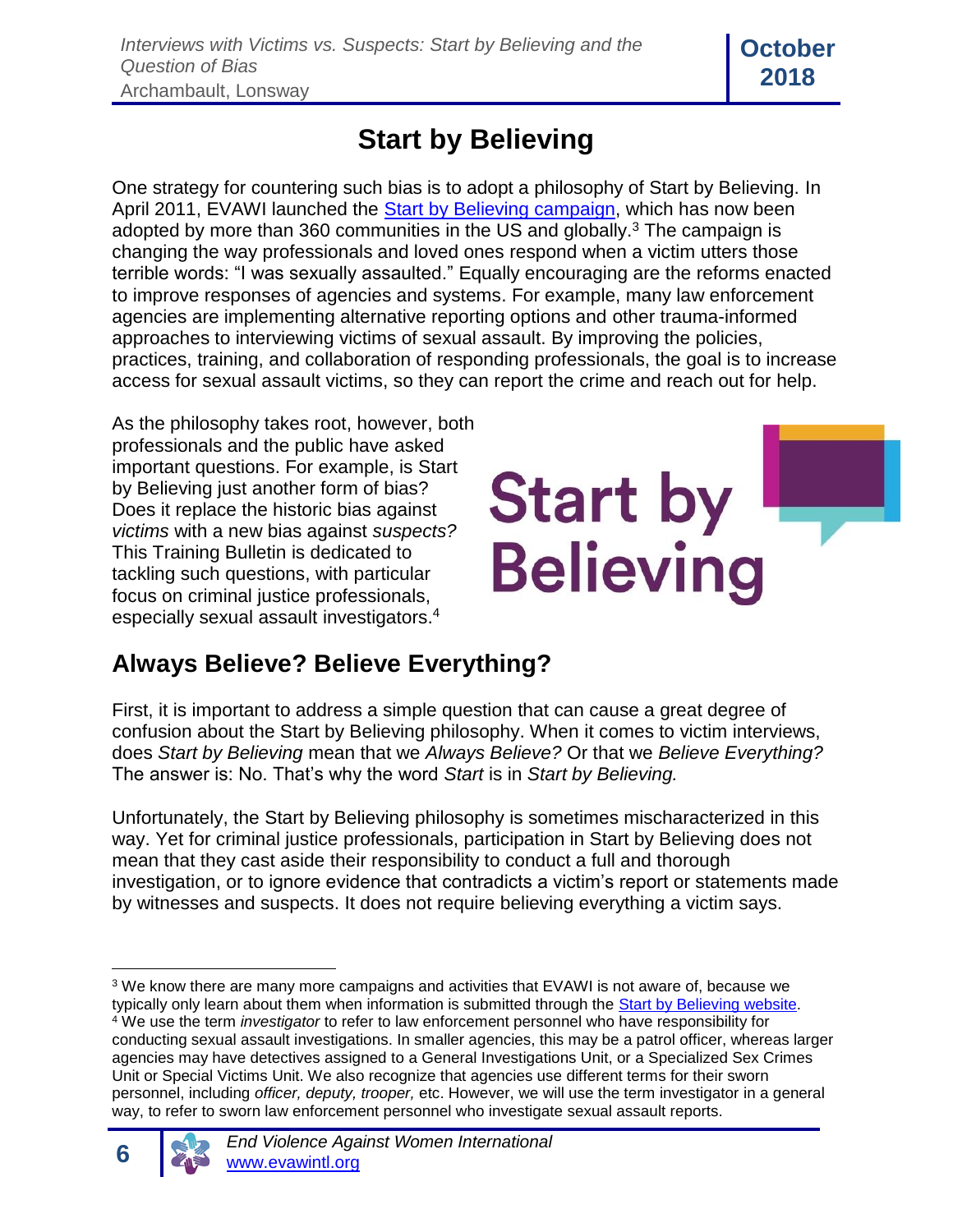# Start by Believing

One strategy for countering such bias is to adopt a philosophy of Start by Believing. In April 2011, EVAWI launched the Start by Believing campaign, which has now been adopted by more than 360 communities in the US and globally.[3] The campaign is changing the way professionals and loved ones respond when a victim utters those terrible words: "I was sexually assaulted." Equally encouraging are the reforms enacted to improve responses of agencies and systems. For example, many law enforcement agencies are implementing alternative reporting options and other trauma-informed approaches to interviewing victims of sexual assault. By improving the policies, practices, training, and collaboration of responding professionals, the goal is to increase access for sexual assault victims, so they can report the crime and reach out for help.

As the philosophy takes root, however, both professionals and the public have asked important questions. For example, is Start by Believing just another form of bias? Does it replace the historic bias against *victims* with a new bias against *suspects?* This Training Bulletin is dedicated to tackling such questions, with particular focus on criminal justice professionals, especially sexual assault investigators.[4]

Start by Believing

## Always Believe? Believe Everything?

First, it is important to address a simple question that can cause a great degree of confusion about the Start by Believing philosophy. When it comes to victim interviews, does *Start by Believing* mean that we *Always Believe?* Or that we *Believe Everything?* The answer is: No. That's why the word *Start* is in *Start by Believing.*

Unfortunately, the Start by Believing philosophy is sometimes mischaracterized in this way. Yet for criminal justice professionals, participation in Start by Believing does not mean that they cast aside their responsibility to conduct a full and thorough investigation, or to ignore evidence that contradicts a victim's report or statements made by witnesses and suspects. It does not require believing everything a victim says.

---

[3] We know there are many more campaigns and activities that EVAWI is not aware of, because we typically only learn about them when information is submitted through the Start by Believing website.

[4] We use the term *investigator* to refer to law enforcement personnel who have responsibility for conducting sexual assault investigations. In smaller agencies, this may be a patrol officer, whereas larger agencies may have detectives assigned to a General Investigations Unit, or a Specialized Sex Crimes Unit or Special Victims Unit. We also recognize that agencies use different terms for their sworn personnel, including *officer, deputy, trooper,* etc. However, we will use the term investigator in a general way, to refer to sworn law enforcement personnel who investigate sexual assault reports.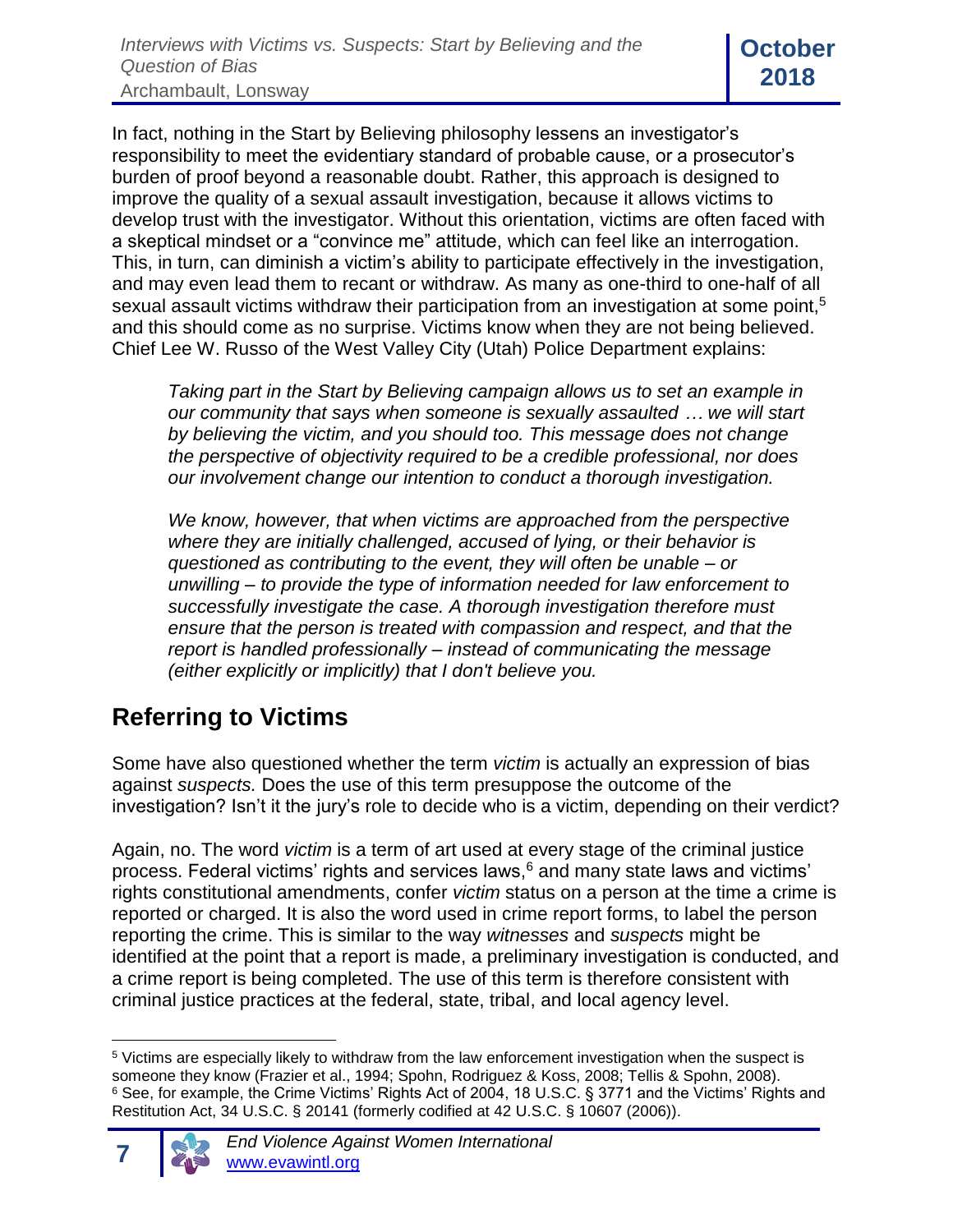In fact, nothing in the Start by Believing philosophy lessens an investigator's responsibility to meet the evidentiary standard of probable cause, or a prosecutor's burden of proof beyond a reasonable doubt. Rather, this approach is designed to improve the quality of a sexual assault investigation, because it allows victims to develop trust with the investigator. Without this orientation, victims are often faced with a skeptical mindset or a "convince me" attitude, which can feel like an interrogation. This, in turn, can diminish a victim's ability to participate effectively in the investigation, and may even lead them to recant or withdraw. As many as one-third to one-half of all sexual assault victims withdraw their participation from an investigation at some point,[5] and this should come as no surprise. Victims know when they are not being believed. Chief Lee W. Russo of the West Valley City (Utah) Police Department explains:

> *Taking part in the Start by Believing campaign allows us to set an example in our community that says when someone is sexually assaulted … we will start by believing the victim, and you should too. This message does not change the perspective of objectivity required to be a credible professional, nor does our involvement change our intention to conduct a thorough investigation.*
>
> *We know, however, that when victims are approached from the perspective where they are initially challenged, accused of lying, or their behavior is questioned as contributing to the event, they will often be unable – or unwilling – to provide the type of information needed for law enforcement to successfully investigate the case. A thorough investigation therefore must ensure that the person is treated with compassion and respect, and that the report is handled professionally – instead of communicating the message (either explicitly or implicitly) that I don't believe you.*

## Referring to Victims

Some have also questioned whether the term *victim* is actually an expression of bias against *suspects.* Does the use of this term presuppose the outcome of the investigation? Isn't it the jury's role to decide who is a victim, depending on their verdict?

Again, no. The word *victim* is a term of art used at every stage of the criminal justice process. Federal victims' rights and services laws,[6] and many state laws and victims' rights constitutional amendments, confer *victim* status on a person at the time a crime is reported or charged. It is also the word used in crime report forms, to label the person reporting the crime. This is similar to the way *witnesses* and *suspects* might be identified at the point that a report is made, a preliminary investigation is conducted, and a crime report is being completed. The use of this term is therefore consistent with criminal justice practices at the federal, state, tribal, and local agency level.

---

[5] Victims are especially likely to withdraw from the law enforcement investigation when the suspect is someone they know (Frazier et al., 1994; Spohn, Rodriguez & Koss, 2008; Tellis & Spohn, 2008).

[6] See, for example, the Crime Victims' Rights Act of 2004, 18 U.S.C. § 3771 and the Victims' Rights and Restitution Act, 34 U.S.C. § 20141 (formerly codified at 42 U.S.C. § 10607 (2006)).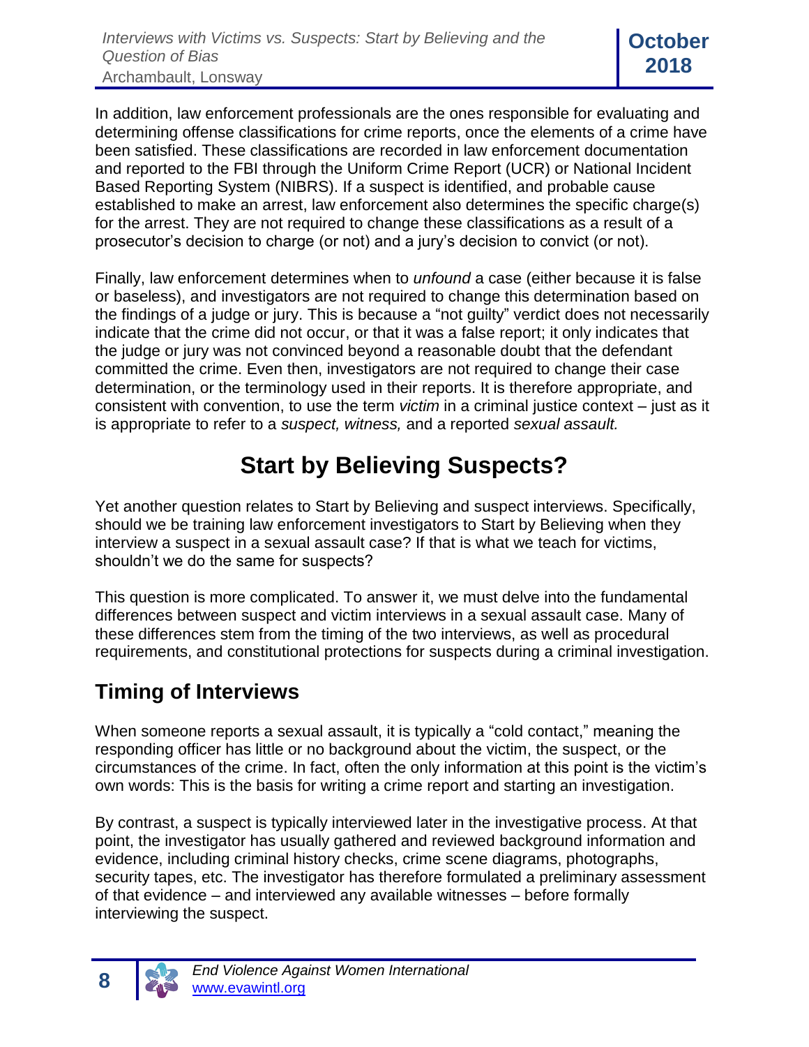In addition, law enforcement professionals are the ones responsible for evaluating and determining offense classifications for crime reports, once the elements of a crime have been satisfied. These classifications are recorded in law enforcement documentation and reported to the FBI through the Uniform Crime Report (UCR) or National Incident Based Reporting System (NIBRS). If a suspect is identified, and probable cause established to make an arrest, law enforcement also determines the specific charge(s) for the arrest. They are not required to change these classifications as a result of a prosecutor's decision to charge (or not) and a jury's decision to convict (or not).

Finally, law enforcement determines when to *unfound* a case (either because it is false or baseless), and investigators are not required to change this determination based on the findings of a judge or jury. This is because a "not guilty" verdict does not necessarily indicate that the crime did not occur, or that it was a false report; it only indicates that the judge or jury was not convinced beyond a reasonable doubt that the defendant committed the crime. Even then, investigators are not required to change their case determination, or the terminology used in their reports. It is therefore appropriate, and consistent with convention, to use the term *victim* in a criminal justice context – just as it is appropriate to refer to a *suspect, witness,* and a reported *sexual assault.*

# Start by Believing Suspects?

Yet another question relates to Start by Believing and suspect interviews. Specifically, should we be training law enforcement investigators to Start by Believing when they interview a suspect in a sexual assault case? If that is what we teach for victims, shouldn't we do the same for suspects?

This question is more complicated. To answer it, we must delve into the fundamental differences between suspect and victim interviews in a sexual assault case. Many of these differences stem from the timing of the two interviews, as well as procedural requirements, and constitutional protections for suspects during a criminal investigation.

## Timing of Interviews

When someone reports a sexual assault, it is typically a "cold contact," meaning the responding officer has little or no background about the victim, the suspect, or the circumstances of the crime. In fact, often the only information at this point is the victim's own words: This is the basis for writing a crime report and starting an investigation.

By contrast, a suspect is typically interviewed later in the investigative process. At that point, the investigator has usually gathered and reviewed background information and evidence, including criminal history checks, crime scene diagrams, photographs, security tapes, etc. The investigator has therefore formulated a preliminary assessment of that evidence – and interviewed any available witnesses – before formally interviewing the suspect.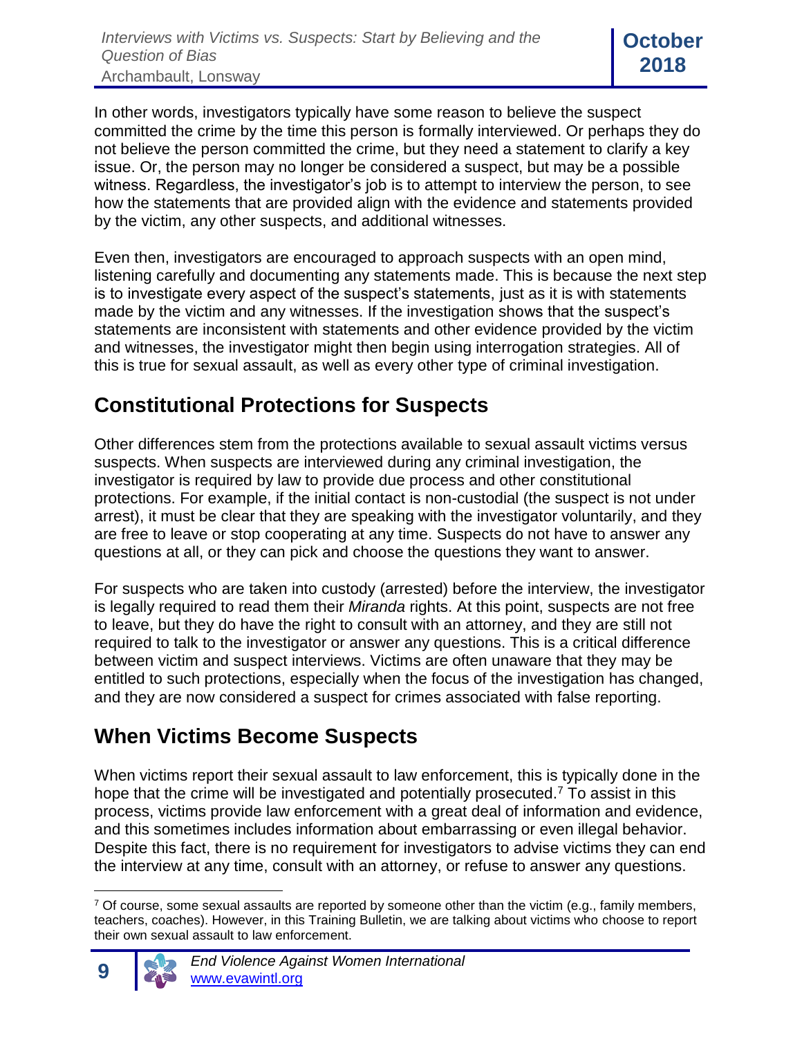In other words, investigators typically have some reason to believe the suspect committed the crime by the time this person is formally interviewed. Or perhaps they do not believe the person committed the crime, but they need a statement to clarify a key issue. Or, the person may no longer be considered a suspect, but may be a possible witness. Regardless, the investigator's job is to attempt to interview the person, to see how the statements that are provided align with the evidence and statements provided by the victim, any other suspects, and additional witnesses.

Even then, investigators are encouraged to approach suspects with an open mind, listening carefully and documenting any statements made. This is because the next step is to investigate every aspect of the suspect's statements, just as it is with statements made by the victim and any witnesses. If the investigation shows that the suspect's statements are inconsistent with statements and other evidence provided by the victim and witnesses, the investigator might then begin using interrogation strategies. All of this is true for sexual assault, as well as every other type of criminal investigation.

## Constitutional Protections for Suspects

Other differences stem from the protections available to sexual assault victims versus suspects. When suspects are interviewed during any criminal investigation, the investigator is required by law to provide due process and other constitutional protections. For example, if the initial contact is non-custodial (the suspect is not under arrest), it must be clear that they are speaking with the investigator voluntarily, and they are free to leave or stop cooperating at any time. Suspects do not have to answer any questions at all, or they can pick and choose the questions they want to answer.

For suspects who are taken into custody (arrested) before the interview, the investigator is legally required to read them their *Miranda* rights. At this point, suspects are not free to leave, but they do have the right to consult with an attorney, and they are still not required to talk to the investigator or answer any questions. This is a critical difference between victim and suspect interviews. Victims are often unaware that they may be entitled to such protections, especially when the focus of the investigation has changed, and they are now considered a suspect for crimes associated with false reporting.

## When Victims Become Suspects

When victims report their sexual assault to law enforcement, this is typically done in the hope that the crime will be investigated and potentially prosecuted.[7] To assist in this process, victims provide law enforcement with a great deal of information and evidence, and this sometimes includes information about embarrassing or even illegal behavior. Despite this fact, there is no requirement for investigators to advise victims they can end the interview at any time, consult with an attorney, or refuse to answer any questions.

[7] Of course, some sexual assaults are reported by someone other than the victim (e.g., family members, teachers, coaches). However, in this Training Bulletin, we are talking about victims who choose to report their own sexual assault to law enforcement.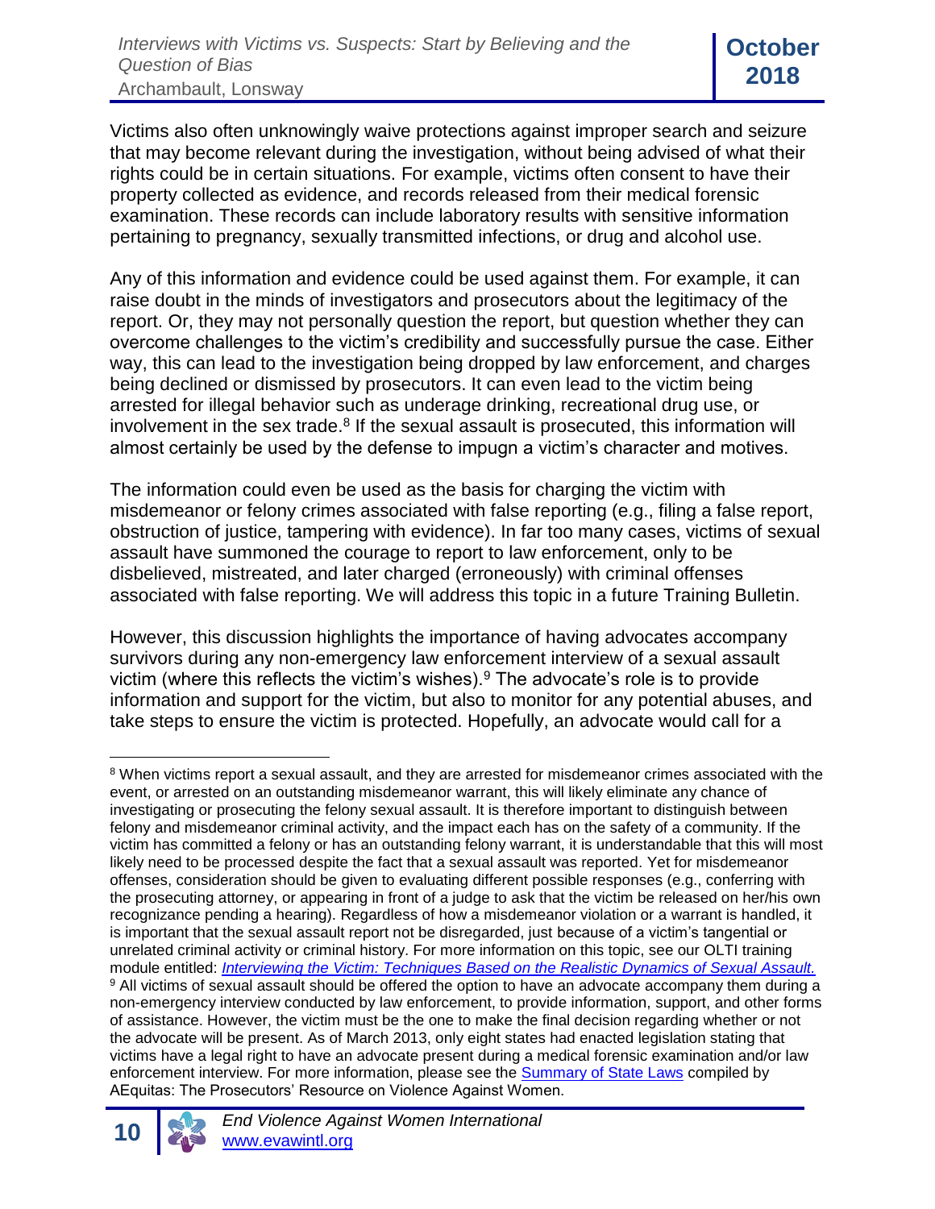Victims also often unknowingly waive protections against improper search and seizure that may become relevant during the investigation, without being advised of what their rights could be in certain situations. For example, victims often consent to have their property collected as evidence, and records released from their medical forensic examination. These records can include laboratory results with sensitive information pertaining to pregnancy, sexually transmitted infections, or drug and alcohol use.

Any of this information and evidence could be used against them. For example, it can raise doubt in the minds of investigators and prosecutors about the legitimacy of the report. Or, they may not personally question the report, but question whether they can overcome challenges to the victim's credibility and successfully pursue the case. Either way, this can lead to the investigation being dropped by law enforcement, and charges being declined or dismissed by prosecutors. It can even lead to the victim being arrested for illegal behavior such as underage drinking, recreational drug use, or involvement in the sex trade.[8] If the sexual assault is prosecuted, this information will almost certainly be used by the defense to impugn a victim's character and motives.

The information could even be used as the basis for charging the victim with misdemeanor or felony crimes associated with false reporting (e.g., filing a false report, obstruction of justice, tampering with evidence). In far too many cases, victims of sexual assault have summoned the courage to report to law enforcement, only to be disbelieved, mistreated, and later charged (erroneously) with criminal offenses associated with false reporting. We will address this topic in a future Training Bulletin.

However, this discussion highlights the importance of having advocates accompany survivors during any non-emergency law enforcement interview of a sexual assault victim (where this reflects the victim's wishes).[9] The advocate's role is to provide information and support for the victim, but also to monitor for any potential abuses, and take steps to ensure the victim is protected. Hopefully, an advocate would call for a

---

[8] When victims report a sexual assault, and they are arrested for misdemeanor crimes associated with the event, or arrested on an outstanding misdemeanor warrant, this will likely eliminate any chance of investigating or prosecuting the felony sexual assault. It is therefore important to distinguish between felony and misdemeanor criminal activity, and the impact each has on the safety of a community. If the victim has committed a felony or has an outstanding felony warrant, it is understandable that this will most likely need to be processed despite the fact that a sexual assault was reported. Yet for misdemeanor offenses, consideration should be given to evaluating different possible responses (e.g., conferring with the prosecuting attorney, or appearing in front of a judge to ask that the victim be released on her/his own recognizance pending a hearing). Regardless of how a misdemeanor violation or a warrant is handled, it is important that the sexual assault report not be disregarded, just because of a victim's tangential or unrelated criminal activity or criminal history. For more information on this topic, see our OLTI training module entitled: *Interviewing the Victim: Techniques Based on the Realistic Dynamics of Sexual Assault.*

[9] All victims of sexual assault should be offered the option to have an advocate accompany them during a non-emergency interview conducted by law enforcement, to provide information, support, and other forms of assistance. However, the victim must be the one to make the final decision regarding whether or not the advocate will be present. As of March 2013, only eight states had enacted legislation stating that victims have a legal right to have an advocate present during a medical forensic examination and/or law enforcement interview. For more information, please see the Summary of State Laws compiled by AEquitas: The Prosecutors' Resource on Violence Against Women.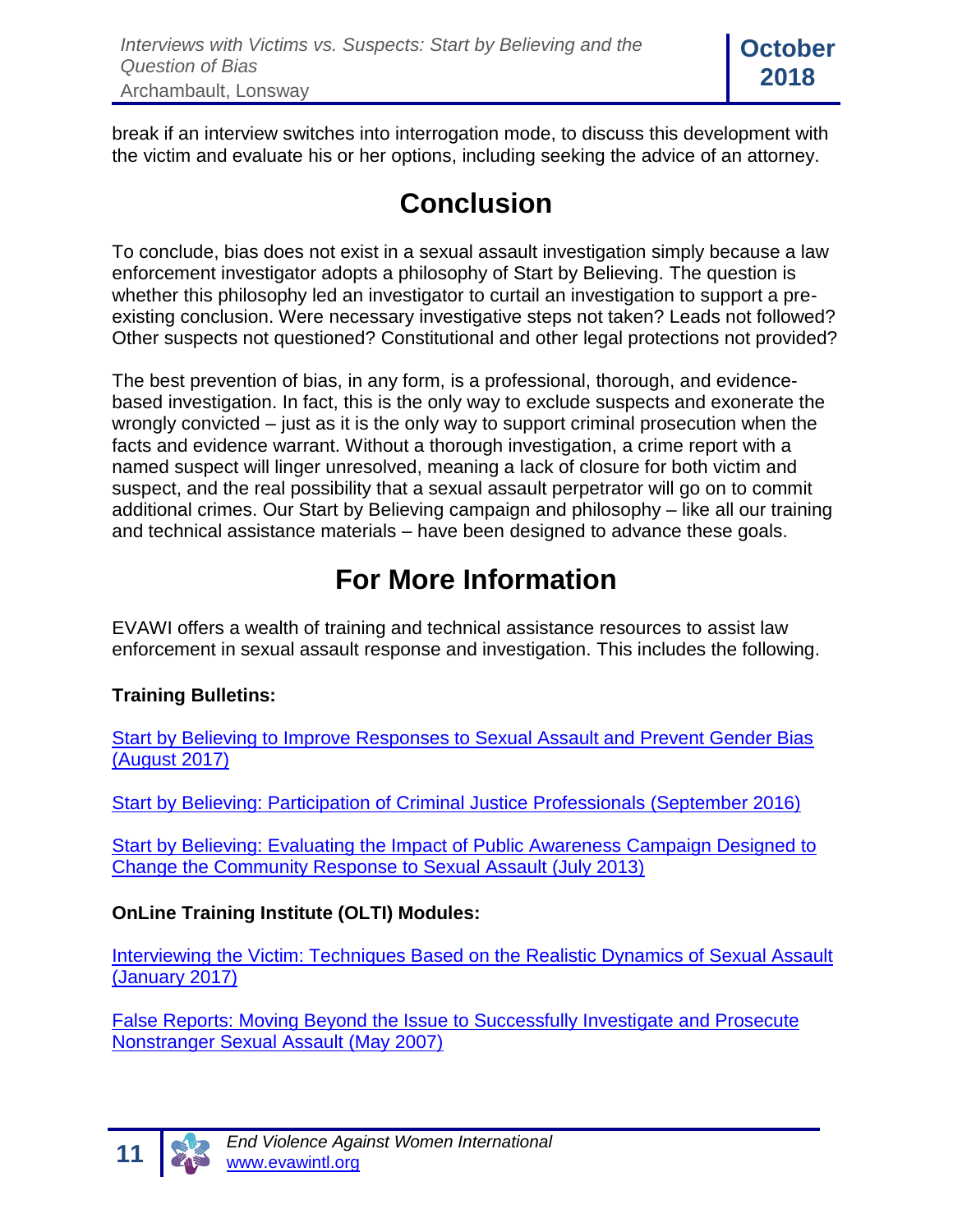break if an interview switches into interrogation mode, to discuss this development with the victim and evaluate his or her options, including seeking the advice of an attorney.

# Conclusion

To conclude, bias does not exist in a sexual assault investigation simply because a law enforcement investigator adopts a philosophy of Start by Believing. The question is whether this philosophy led an investigator to curtail an investigation to support a pre-existing conclusion. Were necessary investigative steps not taken? Leads not followed? Other suspects not questioned? Constitutional and other legal protections not provided?

The best prevention of bias, in any form, is a professional, thorough, and evidence-based investigation. In fact, this is the only way to exclude suspects and exonerate the wrongly convicted – just as it is the only way to support criminal prosecution when the facts and evidence warrant. Without a thorough investigation, a crime report with a named suspect will linger unresolved, meaning a lack of closure for both victim and suspect, and the real possibility that a sexual assault perpetrator will go on to commit additional crimes. Our Start by Believing campaign and philosophy – like all our training and technical assistance materials – have been designed to advance these goals.

# For More Information

EVAWI offers a wealth of training and technical assistance resources to assist law enforcement in sexual assault response and investigation. This includes the following.

**Training Bulletins:**

Start by Believing to Improve Responses to Sexual Assault and Prevent Gender Bias (August 2017)

Start by Believing: Participation of Criminal Justice Professionals (September 2016)

Start by Believing: Evaluating the Impact of Public Awareness Campaign Designed to Change the Community Response to Sexual Assault (July 2013)

**OnLine Training Institute (OLTI) Modules:**

Interviewing the Victim: Techniques Based on the Realistic Dynamics of Sexual Assault (January 2017)

False Reports: Moving Beyond the Issue to Successfully Investigate and Prosecute Nonstranger Sexual Assault (May 2007)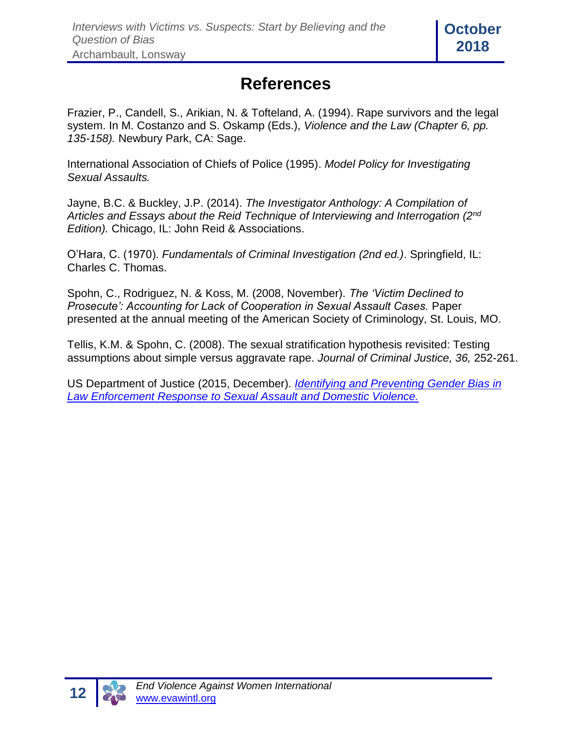# References

Frazier, P., Candell, S., Arikian, N. & Tofteland, A. (1994). Rape survivors and the legal system. In M. Costanzo and S. Oskamp (Eds.), *Violence and the Law (Chapter 6, pp. 135-158).* Newbury Park, CA: Sage.

International Association of Chiefs of Police (1995). *Model Policy for Investigating Sexual Assaults.*

Jayne, B.C. & Buckley, J.P. (2014). *The Investigator Anthology: A Compilation of Articles and Essays about the Reid Technique of Interviewing and Interrogation (2nd Edition).* Chicago, IL: John Reid & Associations.

O'Hara, C. (1970). *Fundamentals of Criminal Investigation (2nd ed.)*. Springfield, IL: Charles C. Thomas.

Spohn, C., Rodriguez, N. & Koss, M. (2008, November). *The 'Victim Declined to Prosecute': Accounting for Lack of Cooperation in Sexual Assault Cases.* Paper presented at the annual meeting of the American Society of Criminology, St. Louis, MO.

Tellis, K.M. & Spohn, C. (2008). The sexual stratification hypothesis revisited: Testing assumptions about simple versus aggravate rape. *Journal of Criminal Justice, 36,* 252-261.

US Department of Justice (2015, December). *Identifying and Preventing Gender Bias in Law Enforcement Response to Sexual Assault and Domestic Violence.*